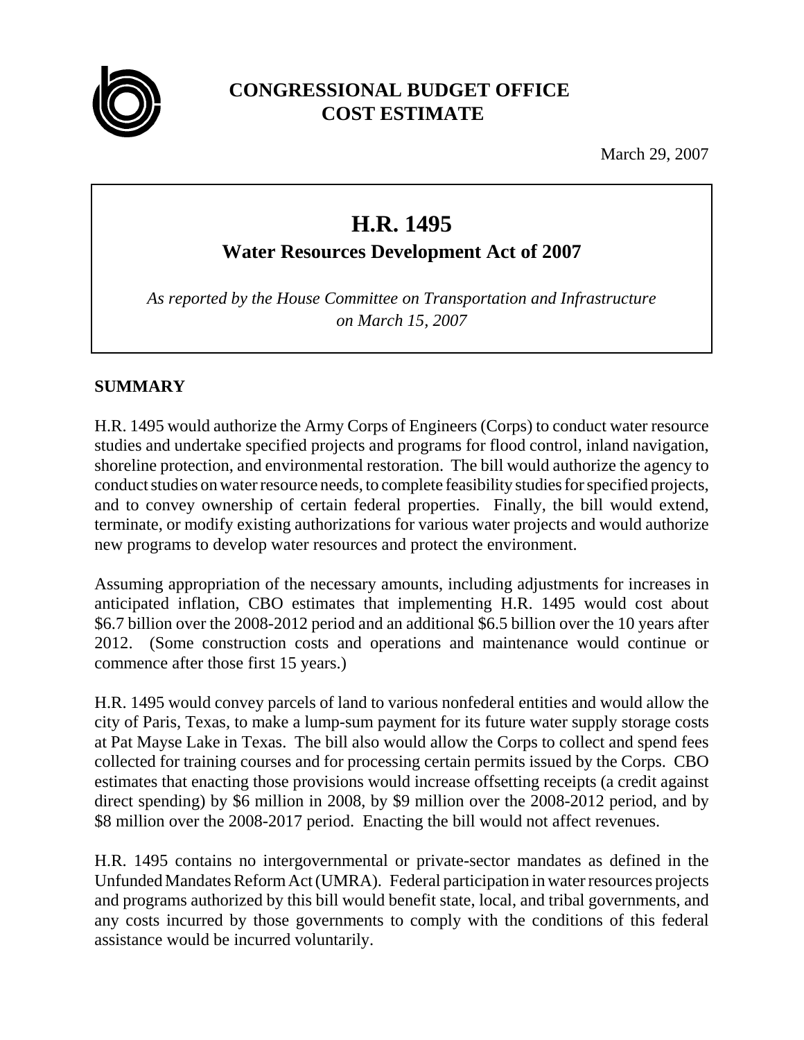# CONGRESSIONAL BUDGET OFFICE
# COST ESTIMATE

March 29, 2007

## H.R. 1495

### Water Resources Development Act of 2007

*As reported by the House Committee on Transportation and Infrastructure on March 15, 2007*

## SUMMARY

H.R. 1495 would authorize the Army Corps of Engineers (Corps) to conduct water resource studies and undertake specified projects and programs for flood control, inland navigation, shoreline protection, and environmental restoration. The bill would authorize the agency to conduct studies on water resource needs, to complete feasibility studies for specified projects, and to convey ownership of certain federal properties. Finally, the bill would extend, terminate, or modify existing authorizations for various water projects and would authorize new programs to develop water resources and protect the environment.

Assuming appropriation of the necessary amounts, including adjustments for increases in anticipated inflation, CBO estimates that implementing H.R. 1495 would cost about \$6.7 billion over the 2008-2012 period and an additional \$6.5 billion over the 10 years after 2012. (Some construction costs and operations and maintenance would continue or commence after those first 15 years.)

H.R. 1495 would convey parcels of land to various nonfederal entities and would allow the city of Paris, Texas, to make a lump-sum payment for its future water supply storage costs at Pat Mayse Lake in Texas. The bill also would allow the Corps to collect and spend fees collected for training courses and for processing certain permits issued by the Corps. CBO estimates that enacting those provisions would increase offsetting receipts (a credit against direct spending) by \$6 million in 2008, by \$9 million over the 2008-2012 period, and by \$8 million over the 2008-2017 period. Enacting the bill would not affect revenues.

H.R. 1495 contains no intergovernmental or private-sector mandates as defined in the Unfunded Mandates Reform Act (UMRA). Federal participation in water resources projects and programs authorized by this bill would benefit state, local, and tribal governments, and any costs incurred by those governments to comply with the conditions of this federal assistance would be incurred voluntarily.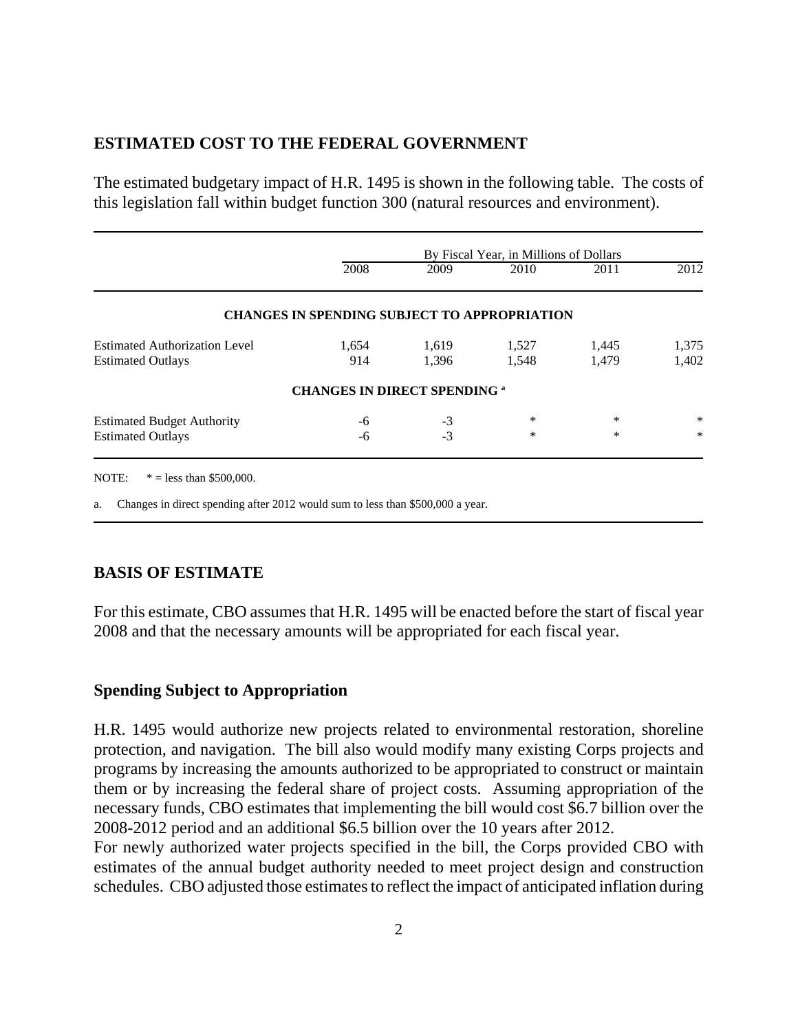## ESTIMATED COST TO THE FEDERAL GOVERNMENT

The estimated budgetary impact of H.R. 1495 is shown in the following table. The costs of this legislation fall within budget function 300 (natural resources and environment).

| | By Fiscal Year, in Millions of Dollars | | | | |
|---|---|---|---|---|---|
| | 2008 | 2009 | 2010 | 2011 | 2012 |
| **CHANGES IN SPENDING SUBJECT TO APPROPRIATION** | | | | | |
| Estimated Authorization Level | 1,654 | 1,619 | 1,527 | 1,445 | 1,375 |
| Estimated Outlays | 914 | 1,396 | 1,548 | 1,479 | 1,402 |
| **CHANGES IN DIRECT SPENDING [a]** | | | | | |
| Estimated Budget Authority | -6 | -3 | * | * | * |
| Estimated Outlays | -6 | -3 | * | * | * |

NOTE: * = less than $500,000.

a. Changes in direct spending after 2012 would sum to less than $500,000 a year.

## BASIS OF ESTIMATE

For this estimate, CBO assumes that H.R. 1495 will be enacted before the start of fiscal year 2008 and that the necessary amounts will be appropriated for each fiscal year.

### Spending Subject to Appropriation

H.R. 1495 would authorize new projects related to environmental restoration, shoreline protection, and navigation. The bill also would modify many existing Corps projects and programs by increasing the amounts authorized to be appropriated to construct or maintain them or by increasing the federal share of project costs. Assuming appropriation of the necessary funds, CBO estimates that implementing the bill would cost $6.7 billion over the 2008-2012 period and an additional $6.5 billion over the 10 years after 2012.

For newly authorized water projects specified in the bill, the Corps provided CBO with estimates of the annual budget authority needed to meet project design and construction schedules. CBO adjusted those estimates to reflect the impact of anticipated inflation during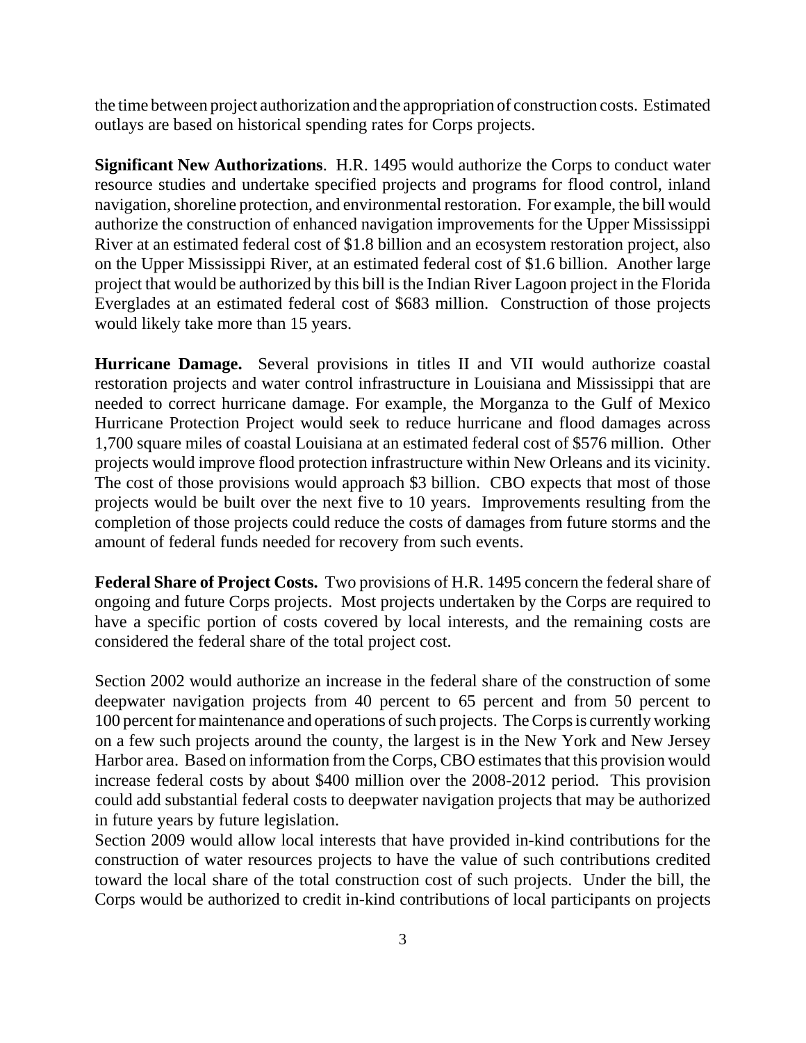the time between project authorization and the appropriation of construction costs. Estimated outlays are based on historical spending rates for Corps projects.

**Significant New Authorizations**. H.R. 1495 would authorize the Corps to conduct water resource studies and undertake specified projects and programs for flood control, inland navigation, shoreline protection, and environmental restoration. For example, the bill would authorize the construction of enhanced navigation improvements for the Upper Mississippi River at an estimated federal cost of $1.8 billion and an ecosystem restoration project, also on the Upper Mississippi River, at an estimated federal cost of $1.6 billion. Another large project that would be authorized by this bill is the Indian River Lagoon project in the Florida Everglades at an estimated federal cost of $683 million. Construction of those projects would likely take more than 15 years.

**Hurricane Damage.** Several provisions in titles II and VII would authorize coastal restoration projects and water control infrastructure in Louisiana and Mississippi that are needed to correct hurricane damage. For example, the Morganza to the Gulf of Mexico Hurricane Protection Project would seek to reduce hurricane and flood damages across 1,700 square miles of coastal Louisiana at an estimated federal cost of $576 million. Other projects would improve flood protection infrastructure within New Orleans and its vicinity. The cost of those provisions would approach $3 billion. CBO expects that most of those projects would be built over the next five to 10 years. Improvements resulting from the completion of those projects could reduce the costs of damages from future storms and the amount of federal funds needed for recovery from such events.

**Federal Share of Project Costs.** Two provisions of H.R. 1495 concern the federal share of ongoing and future Corps projects. Most projects undertaken by the Corps are required to have a specific portion of costs covered by local interests, and the remaining costs are considered the federal share of the total project cost.

Section 2002 would authorize an increase in the federal share of the construction of some deepwater navigation projects from 40 percent to 65 percent and from 50 percent to 100 percent for maintenance and operations of such projects. The Corps is currently working on a few such projects around the county, the largest is in the New York and New Jersey Harbor area. Based on information from the Corps, CBO estimates that this provision would increase federal costs by about $400 million over the 2008-2012 period. This provision could add substantial federal costs to deepwater navigation projects that may be authorized in future years by future legislation.

Section 2009 would allow local interests that have provided in-kind contributions for the construction of water resources projects to have the value of such contributions credited toward the local share of the total construction cost of such projects. Under the bill, the Corps would be authorized to credit in-kind contributions of local participants on projects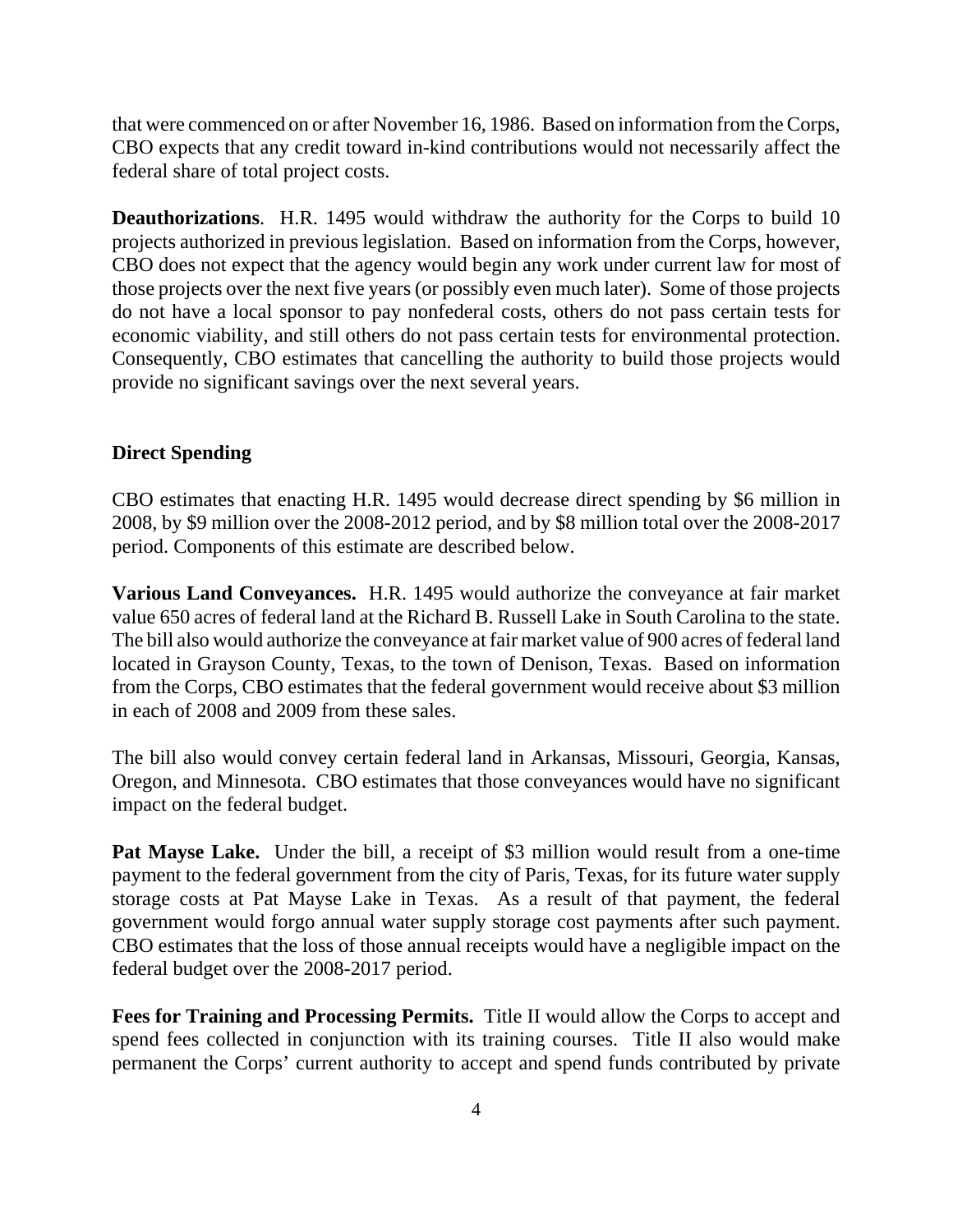that were commenced on or after November 16, 1986. Based on information from the Corps, CBO expects that any credit toward in-kind contributions would not necessarily affect the federal share of total project costs.

**Deauthorizations**. H.R. 1495 would withdraw the authority for the Corps to build 10 projects authorized in previous legislation. Based on information from the Corps, however, CBO does not expect that the agency would begin any work under current law for most of those projects over the next five years (or possibly even much later). Some of those projects do not have a local sponsor to pay nonfederal costs, others do not pass certain tests for economic viability, and still others do not pass certain tests for environmental protection. Consequently, CBO estimates that cancelling the authority to build those projects would provide no significant savings over the next several years.

### Direct Spending

CBO estimates that enacting H.R. 1495 would decrease direct spending by $6 million in 2008, by $9 million over the 2008-2012 period, and by $8 million total over the 2008-2017 period. Components of this estimate are described below.

**Various Land Conveyances.** H.R. 1495 would authorize the conveyance at fair market value 650 acres of federal land at the Richard B. Russell Lake in South Carolina to the state. The bill also would authorize the conveyance at fair market value of 900 acres of federal land located in Grayson County, Texas, to the town of Denison, Texas. Based on information from the Corps, CBO estimates that the federal government would receive about $3 million in each of 2008 and 2009 from these sales.

The bill also would convey certain federal land in Arkansas, Missouri, Georgia, Kansas, Oregon, and Minnesota. CBO estimates that those conveyances would have no significant impact on the federal budget.

**Pat Mayse Lake.** Under the bill, a receipt of $3 million would result from a one-time payment to the federal government from the city of Paris, Texas, for its future water supply storage costs at Pat Mayse Lake in Texas. As a result of that payment, the federal government would forgo annual water supply storage cost payments after such payment. CBO estimates that the loss of those annual receipts would have a negligible impact on the federal budget over the 2008-2017 period.

**Fees for Training and Processing Permits.** Title II would allow the Corps to accept and spend fees collected in conjunction with its training courses. Title II also would make permanent the Corps' current authority to accept and spend funds contributed by private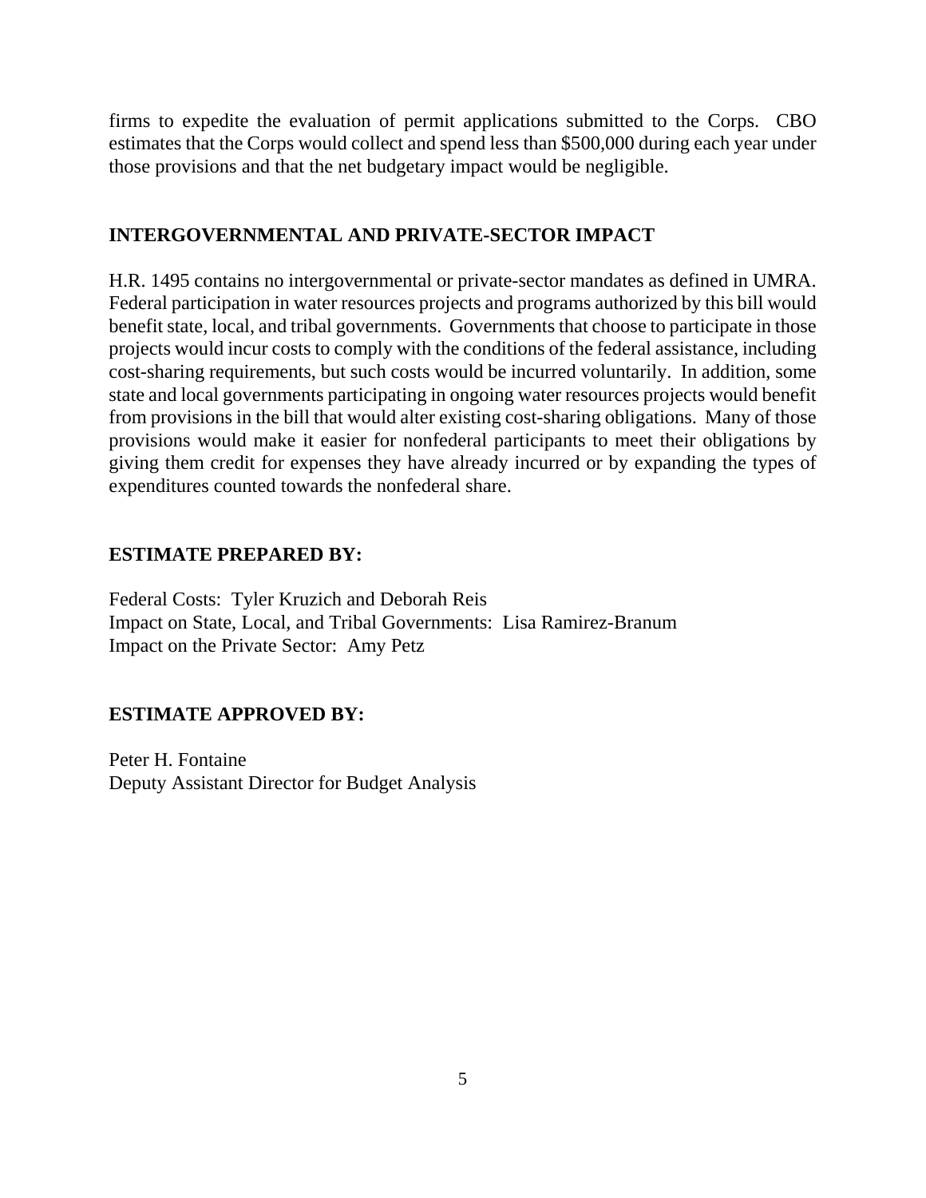firms to expedite the evaluation of permit applications submitted to the Corps. CBO estimates that the Corps would collect and spend less than $500,000 during each year under those provisions and that the net budgetary impact would be negligible.

## INTERGOVERNMENTAL AND PRIVATE-SECTOR IMPACT

H.R. 1495 contains no intergovernmental or private-sector mandates as defined in UMRA. Federal participation in water resources projects and programs authorized by this bill would benefit state, local, and tribal governments. Governments that choose to participate in those projects would incur costs to comply with the conditions of the federal assistance, including cost-sharing requirements, but such costs would be incurred voluntarily. In addition, some state and local governments participating in ongoing water resources projects would benefit from provisions in the bill that would alter existing cost-sharing obligations. Many of those provisions would make it easier for nonfederal participants to meet their obligations by giving them credit for expenses they have already incurred or by expanding the types of expenditures counted towards the nonfederal share.

## ESTIMATE PREPARED BY:

Federal Costs: Tyler Kruzich and Deborah Reis
Impact on State, Local, and Tribal Governments: Lisa Ramirez-Branum
Impact on the Private Sector: Amy Petz

## ESTIMATE APPROVED BY:

Peter H. Fontaine
Deputy Assistant Director for Budget Analysis